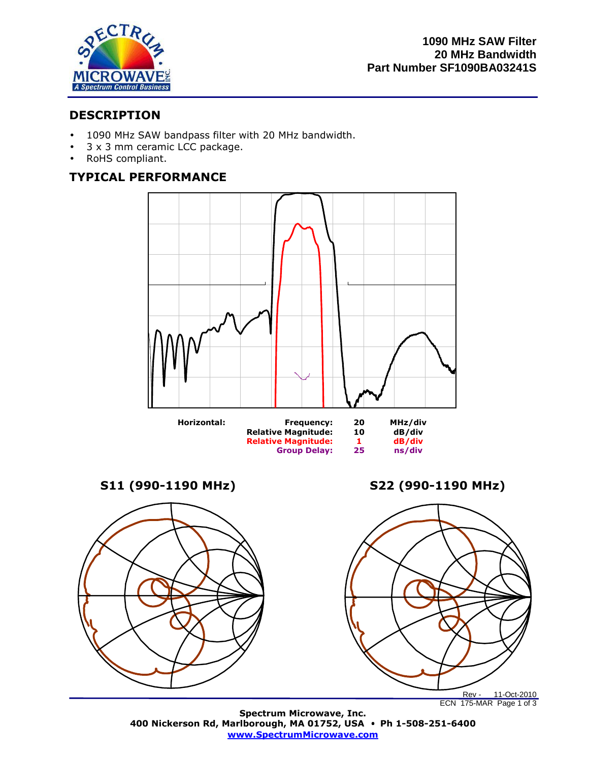**1090 MHz SAW Filter**
**20 MHz Bandwidth**
**Part Number SF1090BA03241S**

## DESCRIPTION

- 1090 MHz SAW bandpass filter with 20 MHz bandwidth.
- 3 x 3 mm ceramic LCC package.
- RoHS compliant.

## TYPICAL PERFORMANCE

| Horizontal: | Frequency: | 20 | MHz/div |
|---|---|---|---|
| | Relative Magnitude: | 10 | dB/div |
| | Relative Magnitude: | 1 | dB/div |
| | Group Delay: | 25 | ns/div |

**S11 (990-1190 MHz)**

**S22 (990-1190 MHz)**

Rev - 11-Oct-2010
ECN 175-MAR

**Spectrum Microwave, Inc.**
**400 Nickerson Rd, Marlborough, MA 01752, USA • Ph 1-508-251-6400**
**www.SpectrumMicrowave.com**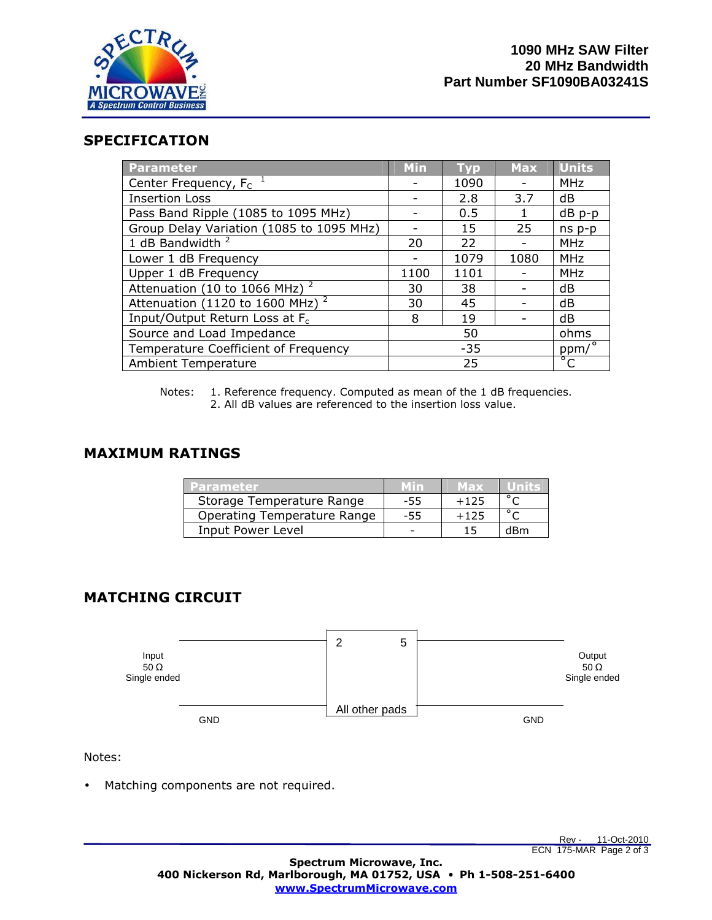**1090 MHz SAW Filter**
**20 MHz Bandwidth**
**Part Number SF1090BA03241S**

## SPECIFICATION

| Parameter | Min | Typ | Max | Units |
|---|---|---|---|---|
| Center Frequency, $F_C$ [1] | - | 1090 | - | MHz |
| Insertion Loss | - | 2.8 | 3.7 | dB |
| Pass Band Ripple (1085 to 1095 MHz) | - | 0.5 | 1 | dB p-p |
| Group Delay Variation (1085 to 1095 MHz) | - | 15 | 25 | ns p-p |
| 1 dB Bandwidth [2] | 20 | 22 | - | MHz |
| Lower 1 dB Frequency | - | 1079 | 1080 | MHz |
| Upper 1 dB Frequency | 1100 | 1101 | - | MHz |
| Attenuation (10 to 1066 MHz) [2] | 30 | 38 | - | dB |
| Attenuation (1120 to 1600 MHz) [2] | 30 | 45 | - | dB |
| Input/Output Return Loss at $F_c$ | 8 | 19 | - | dB |
| Source and Load Impedance | | 50 | | ohms |
| Temperature Coefficient of Frequency | | -35 | | ppm/°C |
| Ambient Temperature | | 25 | | °C |

Notes:
1. Reference frequency. Computed as mean of the 1 dB frequencies.
2. All dB values are referenced to the insertion loss value.

## MAXIMUM RATINGS

| Parameter | Min | Max | Units |
|---|---|---|---|
| Storage Temperature Range | -55 | +125 | °C |
| Operating Temperature Range | -55 | +125 | °C |
| Input Power Level | - | 15 | dBm |

## MATCHING CIRCUIT

Input 50 Ω Single ended — pin 2; Output 50 Ω Single ended — pin 5; GND — All other pads

Notes:

- Matching components are not required.

Rev - 11-Oct-2010
ECN 175-MAR

**Spectrum Microwave, Inc.**
**400 Nickerson Rd, Marlborough, MA 01752, USA • Ph 1-508-251-6400**
**www.SpectrumMicrowave.com**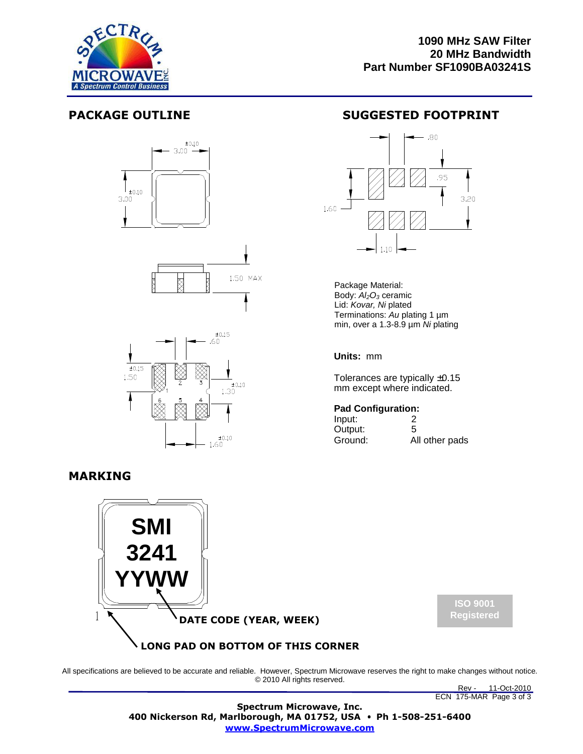**1090 MHz SAW Filter**
**20 MHz Bandwidth**
**Part Number SF1090BA03241S**

## PACKAGE OUTLINE

±0.10
3.00

±0.10
3.00

1.50 MAX

±0.15
.60

±0.15
1.50

±0.10
1.30

±0.10
1.60

1 2 3
6 5 4

## SUGGESTED FOOTPRINT

.80

.95

3.20

1.60

1.10

Package Material:
Body: $Al_2O_3$ ceramic
Lid: *Kovar, Ni* plated
Terminations: *Au* plating 1 µm min, over a 1.3-8.9 µm *Ni* plating

**Units:** mm

Tolerances are typically ±0.15 mm except where indicated.

**Pad Configuration:**

| | |
|---|---|
| Input: | 2 |
| Output: | 5 |
| Ground: | All other pads |

## MARKING

**SMI**
**3241**
**YYWW**

1

**DATE CODE (YEAR, WEEK)**

**LONG PAD ON BOTTOM OF THIS CORNER**

**ISO 9001 Registered**

All specifications are believed to be accurate and reliable. However, Spectrum Microwave reserves the right to make changes without notice.
© 2010 All rights reserved.

Rev - 11-Oct-2010
ECN 175-MAR

**Spectrum Microwave, Inc.**
**400 Nickerson Rd, Marlborough, MA 01752, USA • Ph 1-508-251-6400**
**www.SpectrumMicrowave.com**